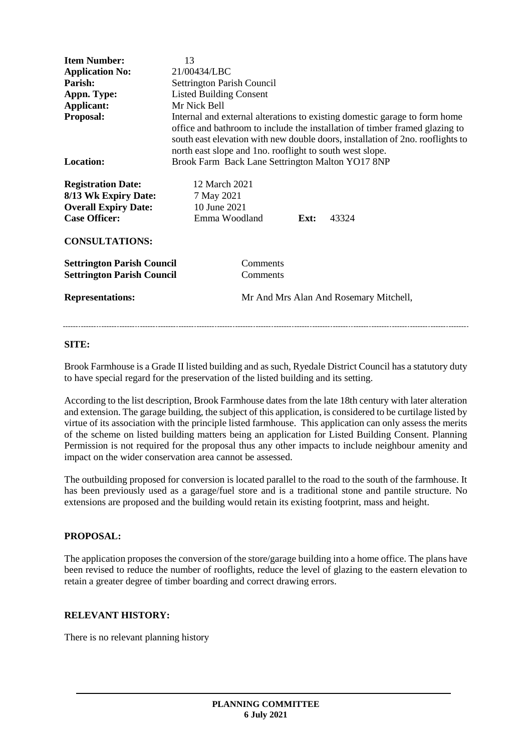| | |
|---|---|
| **Item Number:** | 13 |
| **Application No:** | 21/00434/LBC |
| **Parish:** | Settrington Parish Council |
| **Appn. Type:** | Listed Building Consent |
| **Applicant:** | Mr Nick Bell |
| **Proposal:** | Internal and external alterations to existing domestic garage to form home office and bathroom to include the installation of timber framed glazing to south east elevation with new double doors, installation of 2no. rooflights to north east slope and 1no. rooflight to south west slope. |
| **Location:** | Brook Farm Back Lane Settrington Malton YO17 8NP |

| | | | |
|---|---|---|---|
| **Registration Date:** | 12 March 2021 | | |
| **8/13 Wk Expiry Date:** | 7 May 2021 | | |
| **Overall Expiry Date:** | 10 June 2021 | | |
| **Case Officer:** | Emma Woodland | **Ext:** | 43324 |

**CONSULTATIONS:**

| | |
|---|---|
| **Settrington Parish Council** | Comments |
| **Settrington Parish Council** | Comments |

**Representations:** Mr And Mrs Alan And Rosemary Mitchell,

---

## SITE:

Brook Farmhouse is a Grade II listed building and as such, Ryedale District Council has a statutory duty to have special regard for the preservation of the listed building and its setting.

According to the list description, Brook Farmhouse dates from the late 18th century with later alteration and extension. The garage building, the subject of this application, is considered to be curtilage listed by virtue of its association with the principle listed farmhouse. This application can only assess the merits of the scheme on listed building matters being an application for Listed Building Consent. Planning Permission is not required for the proposal thus any other impacts to include neighbour amenity and impact on the wider conservation area cannot be assessed.

The outbuilding proposed for conversion is located parallel to the road to the south of the farmhouse. It has been previously used as a garage/fuel store and is a traditional stone and pantile structure. No extensions are proposed and the building would retain its existing footprint, mass and height.

## PROPOSAL:

The application proposes the conversion of the store/garage building into a home office. The plans have been revised to reduce the number of rooflights, reduce the level of glazing to the eastern elevation to retain a greater degree of timber boarding and correct drawing errors.

## RELEVANT HISTORY:

There is no relevant planning history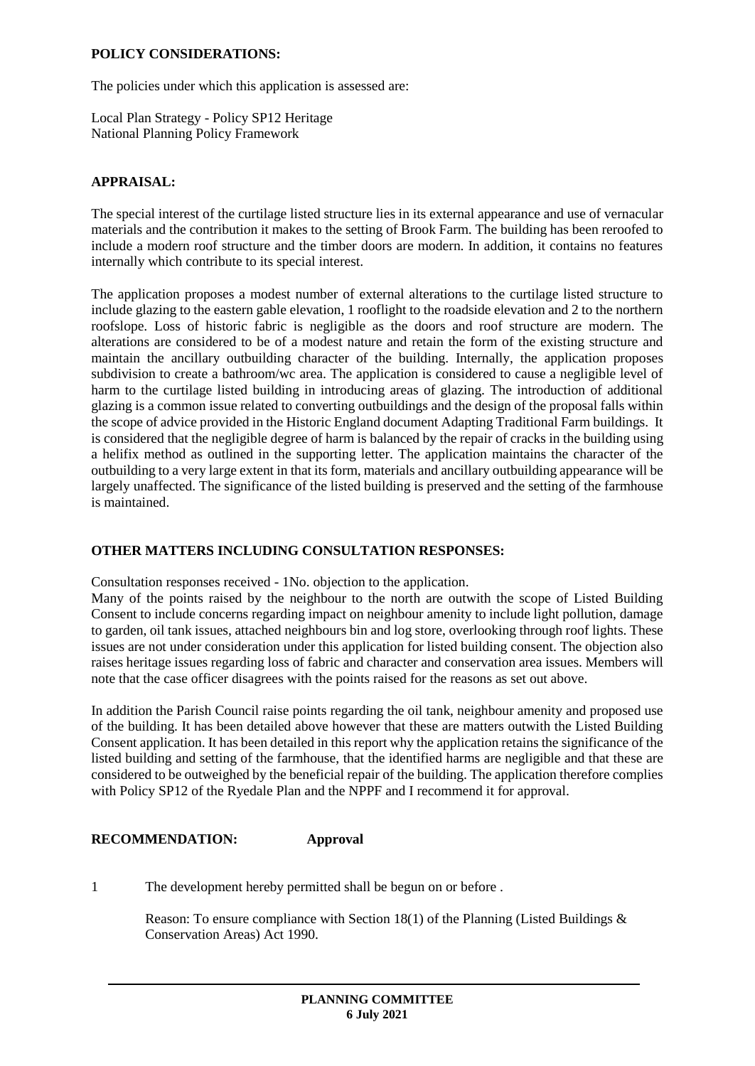**POLICY CONSIDERATIONS:**

The policies under which this application is assessed are:

Local Plan Strategy - Policy SP12 Heritage
National Planning Policy Framework

**APPRAISAL:**

The special interest of the curtilage listed structure lies in its external appearance and use of vernacular materials and the contribution it makes to the setting of Brook Farm. The building has been reroofed to include a modern roof structure and the timber doors are modern. In addition, it contains no features internally which contribute to its special interest.

The application proposes a modest number of external alterations to the curtilage listed structure to include glazing to the eastern gable elevation, 1 rooflight to the roadside elevation and 2 to the northern roofslope. Loss of historic fabric is negligible as the doors and roof structure are modern. The alterations are considered to be of a modest nature and retain the form of the existing structure and maintain the ancillary outbuilding character of the building. Internally, the application proposes subdivision to create a bathroom/wc area. The application is considered to cause a negligible level of harm to the curtilage listed building in introducing areas of glazing. The introduction of additional glazing is a common issue related to converting outbuildings and the design of the proposal falls within the scope of advice provided in the Historic England document Adapting Traditional Farm buildings. It is considered that the negligible degree of harm is balanced by the repair of cracks in the building using a helifix method as outlined in the supporting letter. The application maintains the character of the outbuilding to a very large extent in that its form, materials and ancillary outbuilding appearance will be largely unaffected. The significance of the listed building is preserved and the setting of the farmhouse is maintained.

**OTHER MATTERS INCLUDING CONSULTATION RESPONSES:**

Consultation responses received - 1No. objection to the application.

Many of the points raised by the neighbour to the north are outwith the scope of Listed Building Consent to include concerns regarding impact on neighbour amenity to include light pollution, damage to garden, oil tank issues, attached neighbours bin and log store, overlooking through roof lights. These issues are not under consideration under this application for listed building consent. The objection also raises heritage issues regarding loss of fabric and character and conservation area issues. Members will note that the case officer disagrees with the points raised for the reasons as set out above.

In addition the Parish Council raise points regarding the oil tank, neighbour amenity and proposed use of the building. It has been detailed above however that these are matters outwith the Listed Building Consent application. It has been detailed in this report why the application retains the significance of the listed building and setting of the farmhouse, that the identified harms are negligible and that these are considered to be outweighed by the beneficial repair of the building. The application therefore complies with Policy SP12 of the Ryedale Plan and the NPPF and I recommend it for approval.

**RECOMMENDATION:** **Approval**

1 The development hereby permitted shall be begun on or before .

Reason: To ensure compliance with Section 18(1) of the Planning (Listed Buildings & Conservation Areas) Act 1990.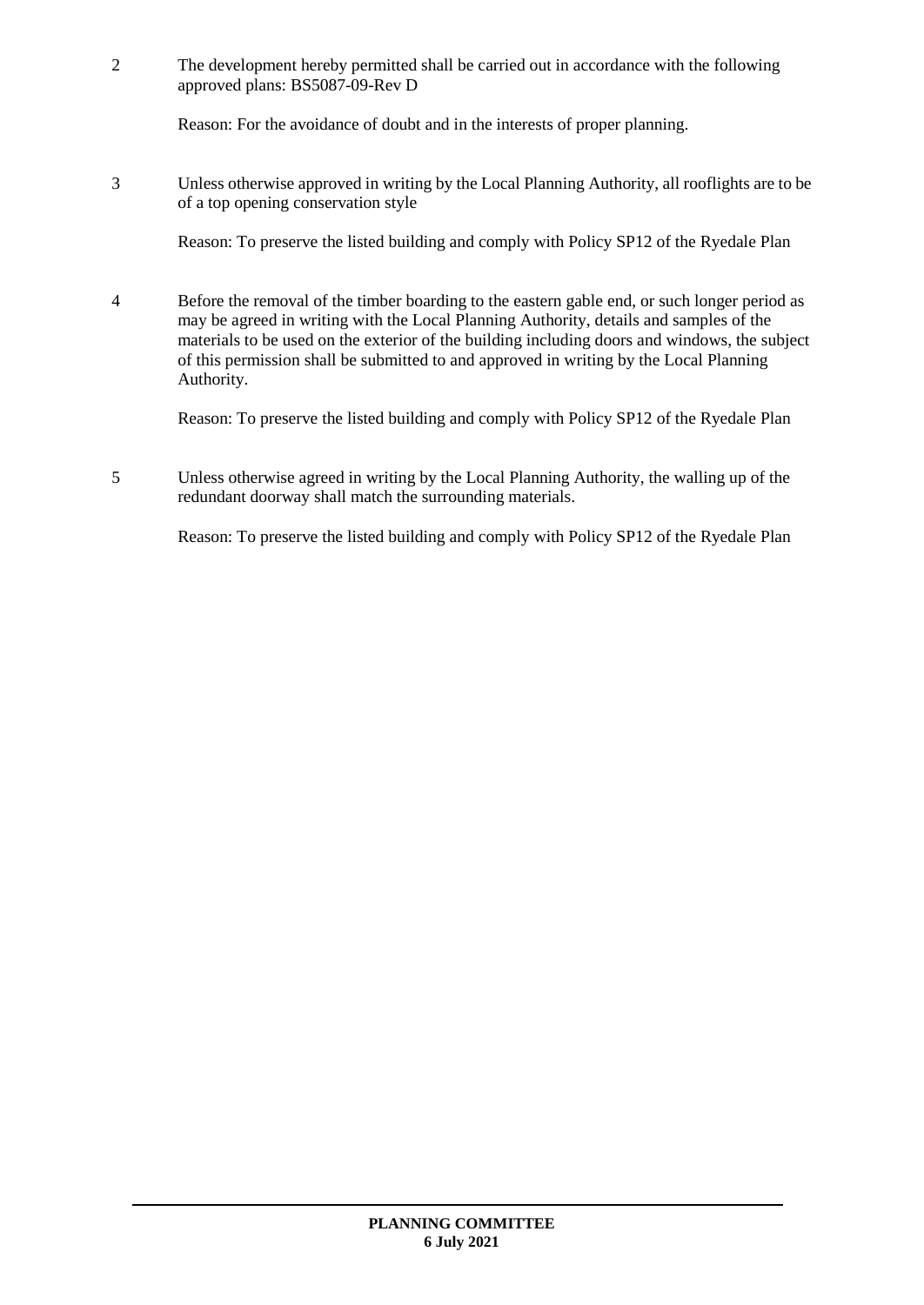2 The development hereby permitted shall be carried out in accordance with the following approved plans: BS5087-09-Rev D

Reason: For the avoidance of doubt and in the interests of proper planning.

3 Unless otherwise approved in writing by the Local Planning Authority, all rooflights are to be of a top opening conservation style

Reason: To preserve the listed building and comply with Policy SP12 of the Ryedale Plan

4 Before the removal of the timber boarding to the eastern gable end, or such longer period as may be agreed in writing with the Local Planning Authority, details and samples of the materials to be used on the exterior of the building including doors and windows, the subject of this permission shall be submitted to and approved in writing by the Local Planning Authority.

Reason: To preserve the listed building and comply with Policy SP12 of the Ryedale Plan

5 Unless otherwise agreed in writing by the Local Planning Authority, the walling up of the redundant doorway shall match the surrounding materials.

Reason: To preserve the listed building and comply with Policy SP12 of the Ryedale Plan